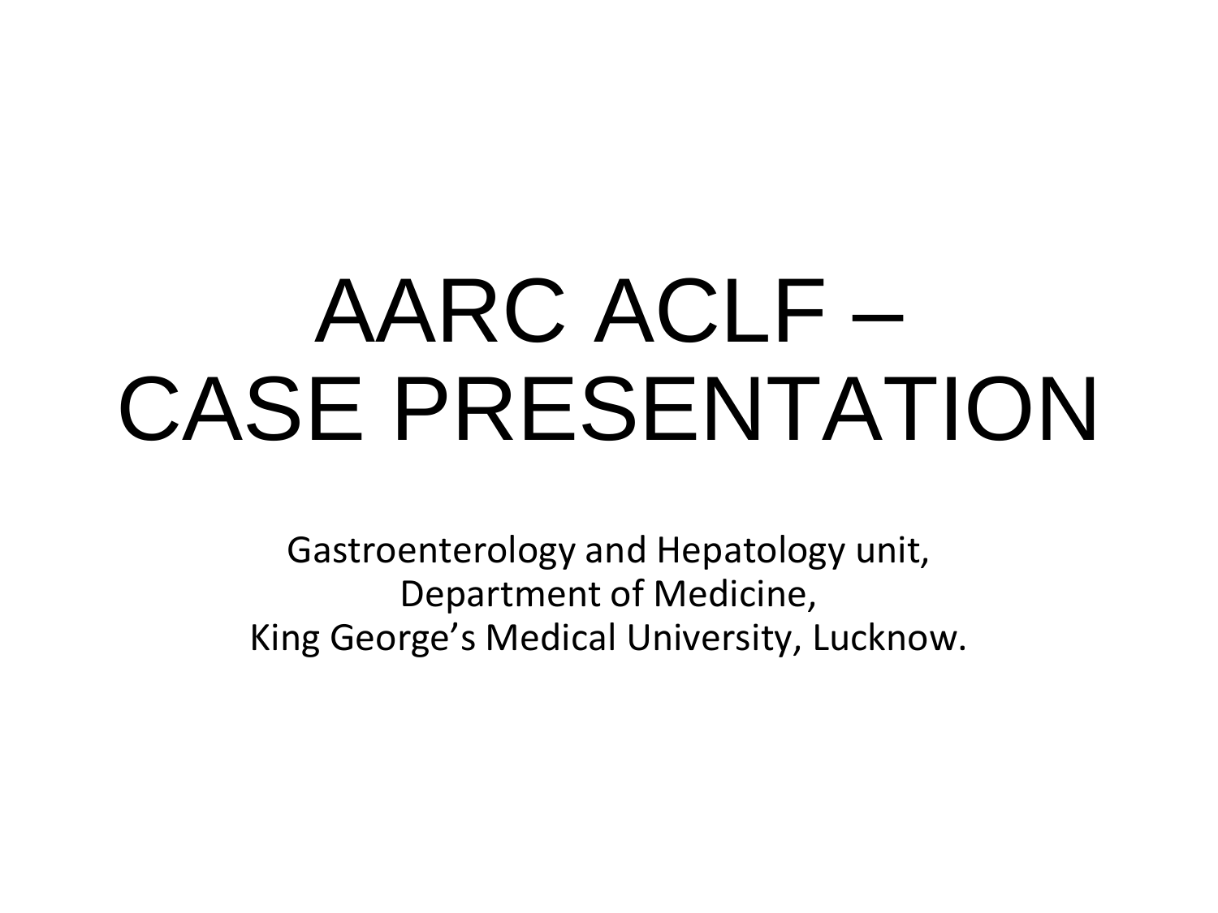# AARC ACLF – CASE PRESENTATION

Gastroenterology and Hepatology unit,
Department of Medicine,
King George's Medical University, Lucknow.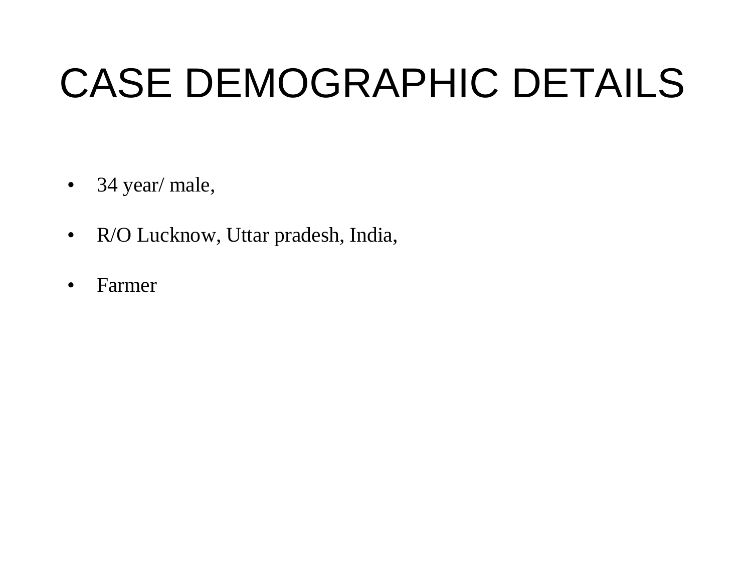# CASE DEMOGRAPHIC DETAILS

- 34 year/ male,
- R/O Lucknow, Uttar pradesh, India,
- Farmer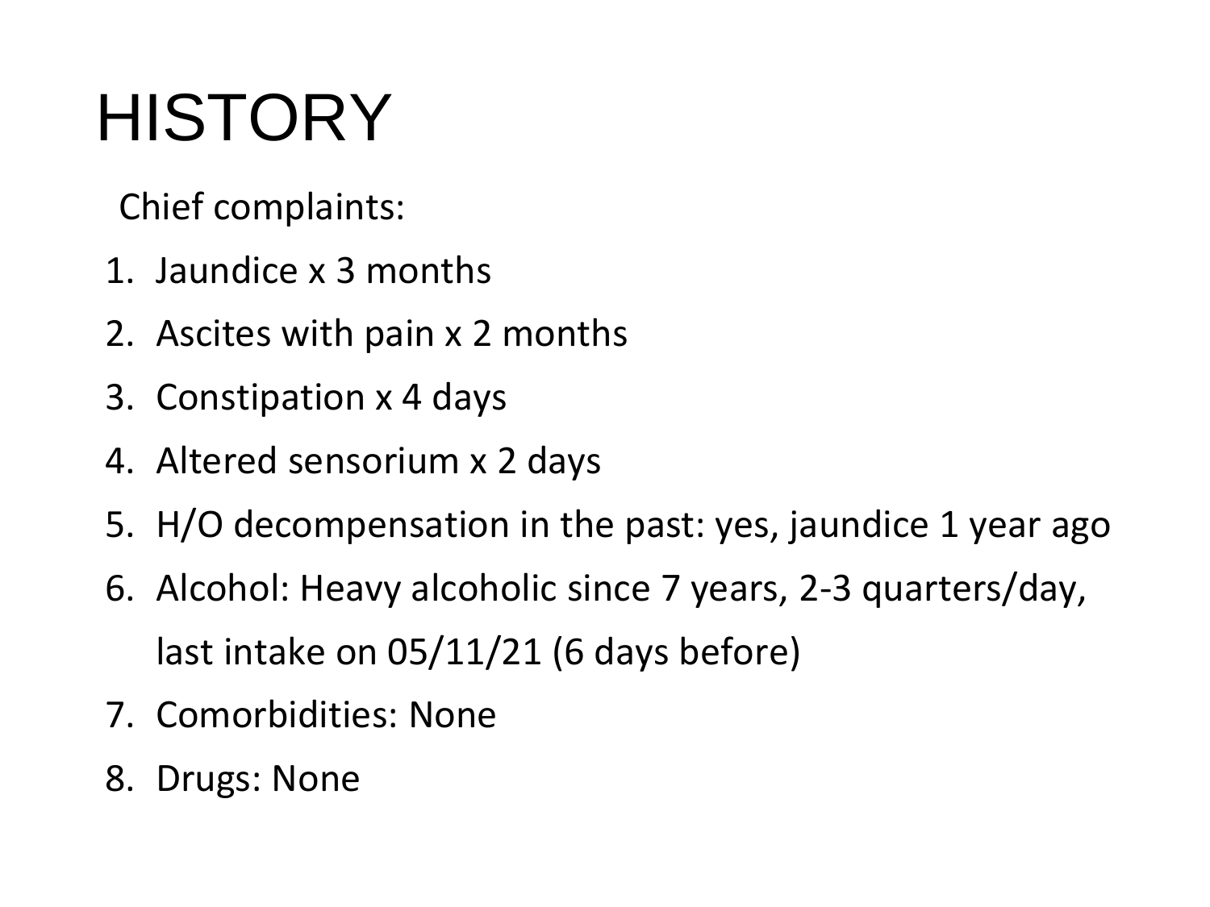# HISTORY

Chief complaints:

1. Jaundice x 3 months
2. Ascites with pain x 2 months
3. Constipation x 4 days
4. Altered sensorium x 2 days
5. H/O decompensation in the past: yes, jaundice 1 year ago
6. Alcohol: Heavy alcoholic since 7 years, 2-3 quarters/day, last intake on 05/11/21 (6 days before)
7. Comorbidities: None
8. Drugs: None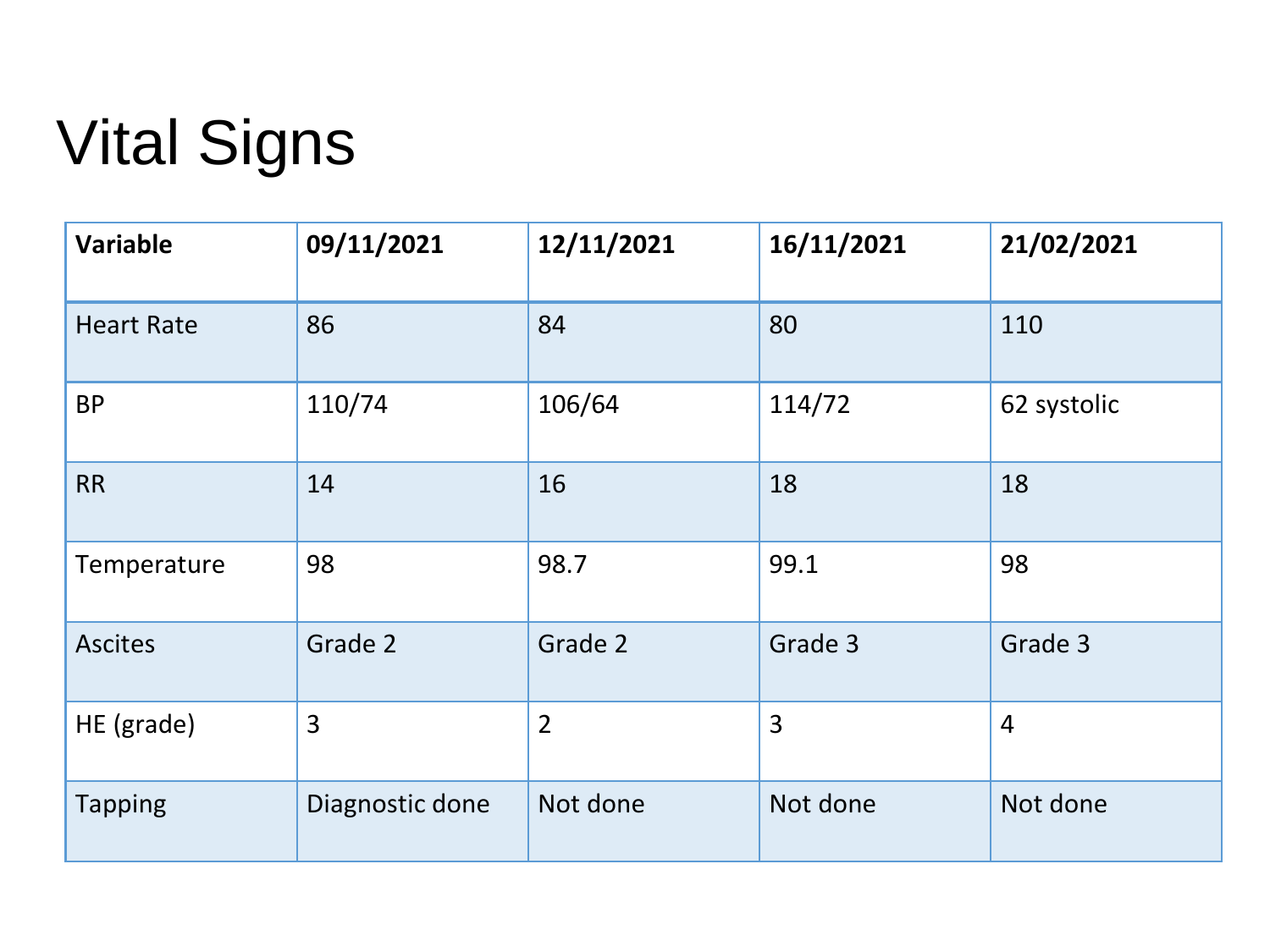# Vital Signs

| Variable | 09/11/2021 | 12/11/2021 | 16/11/2021 | 21/02/2021 |
|---|---|---|---|---|
| Heart Rate | 86 | 84 | 80 | 110 |
| BP | 110/74 | 106/64 | 114/72 | 62 systolic |
| RR | 14 | 16 | 18 | 18 |
| Temperature | 98 | 98.7 | 99.1 | 98 |
| Ascites | Grade 2 | Grade 2 | Grade 3 | Grade 3 |
| HE (grade) | 3 | 2 | 3 | 4 |
| Tapping | Diagnostic done | Not done | Not done | Not done |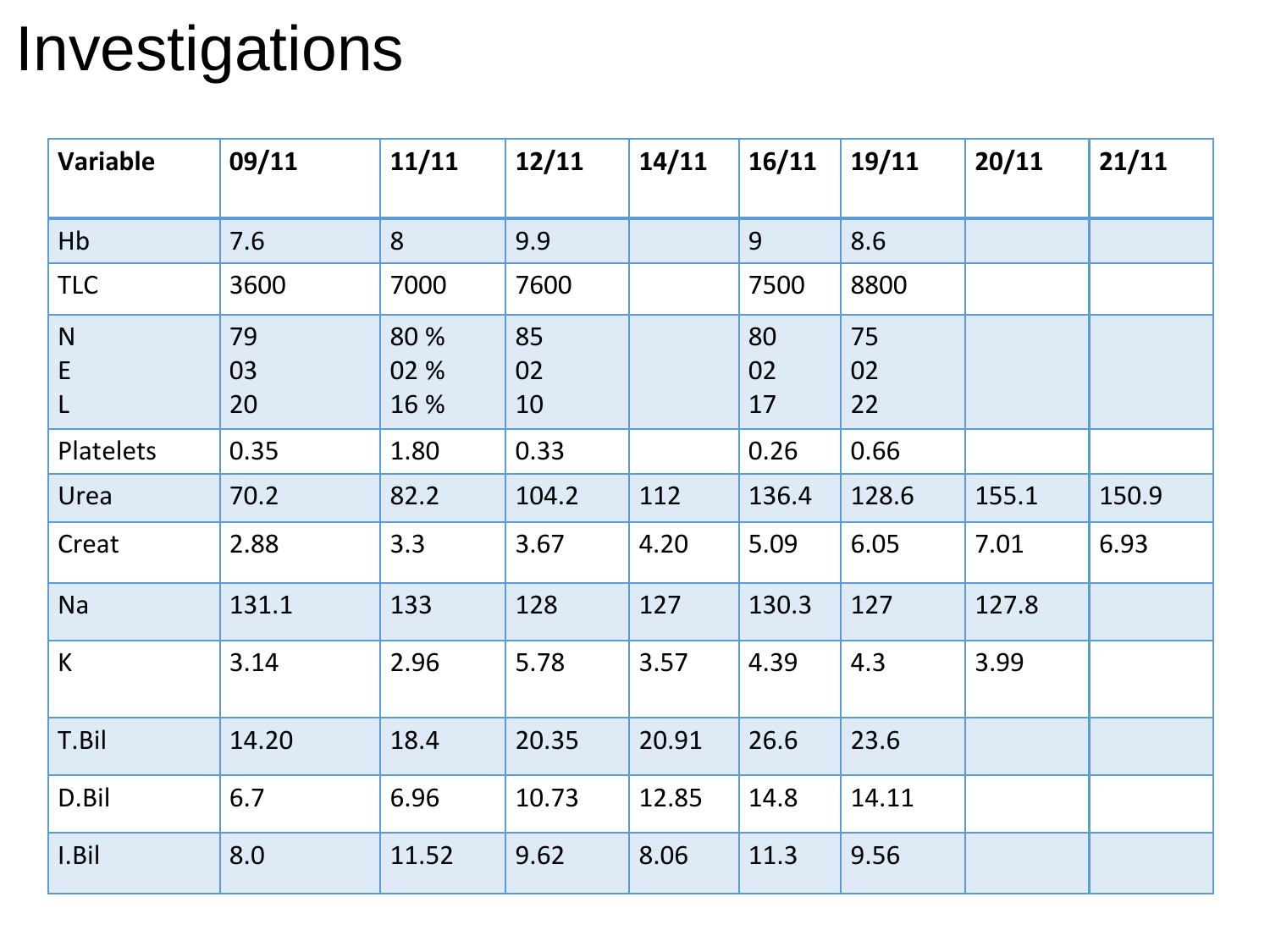# Investigations

| Variable | 09/11 | 11/11 | 12/11 | 14/11 | 16/11 | 19/11 | 20/11 | 21/11 |
|---|---|---|---|---|---|---|---|---|
| Hb | 7.6 | 8 | 9.9 | | 9 | 8.6 | | |
| TLC | 3600 | 7000 | 7600 | | 7500 | 8800 | | |
| N<br>E<br>L | 79<br>03<br>20 | 80 %<br>02 %<br>16 % | 85<br>02<br>10 | | 80<br>02<br>17 | 75<br>02<br>22 | | |
| Platelets | 0.35 | 1.80 | 0.33 | | 0.26 | 0.66 | | |
| Urea | 70.2 | 82.2 | 104.2 | 112 | 136.4 | 128.6 | 155.1 | 150.9 |
| Creat | 2.88 | 3.3 | 3.67 | 4.20 | 5.09 | 6.05 | 7.01 | 6.93 |
| Na | 131.1 | 133 | 128 | 127 | 130.3 | 127 | 127.8 | |
| K | 3.14 | 2.96 | 5.78 | 3.57 | 4.39 | 4.3 | 3.99 | |
| T.Bil | 14.20 | 18.4 | 20.35 | 20.91 | 26.6 | 23.6 | | |
| D.Bil | 6.7 | 6.96 | 10.73 | 12.85 | 14.8 | 14.11 | | |
| I.Bil | 8.0 | 11.52 | 9.62 | 8.06 | 11.3 | 9.56 | | |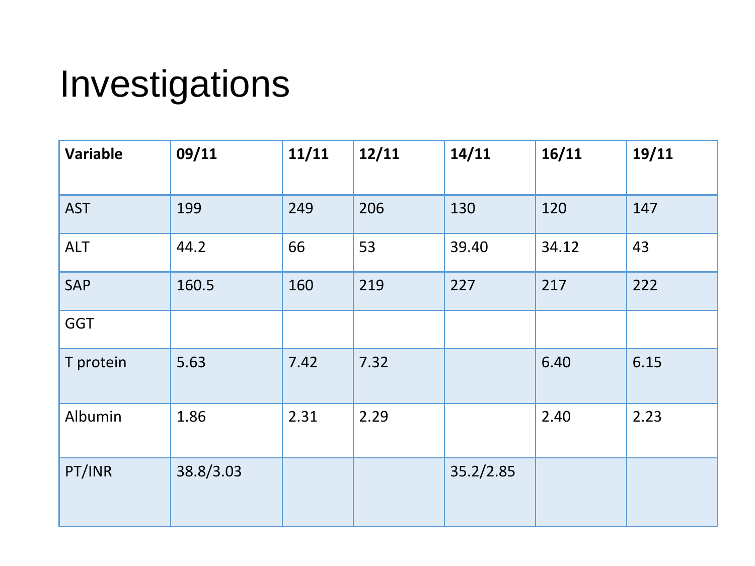# Investigations

| Variable | 09/11 | 11/11 | 12/11 | 14/11 | 16/11 | 19/11 |
|---|---|---|---|---|---|---|
| AST | 199 | 249 | 206 | 130 | 120 | 147 |
| ALT | 44.2 | 66 | 53 | 39.40 | 34.12 | 43 |
| SAP | 160.5 | 160 | 219 | 227 | 217 | 222 |
| GGT | | | | | | |
| T protein | 5.63 | 7.42 | 7.32 | | 6.40 | 6.15 |
| Albumin | 1.86 | 2.31 | 2.29 | | 2.40 | 2.23 |
| PT/INR | 38.8/3.03 | | | 35.2/2.85 | | |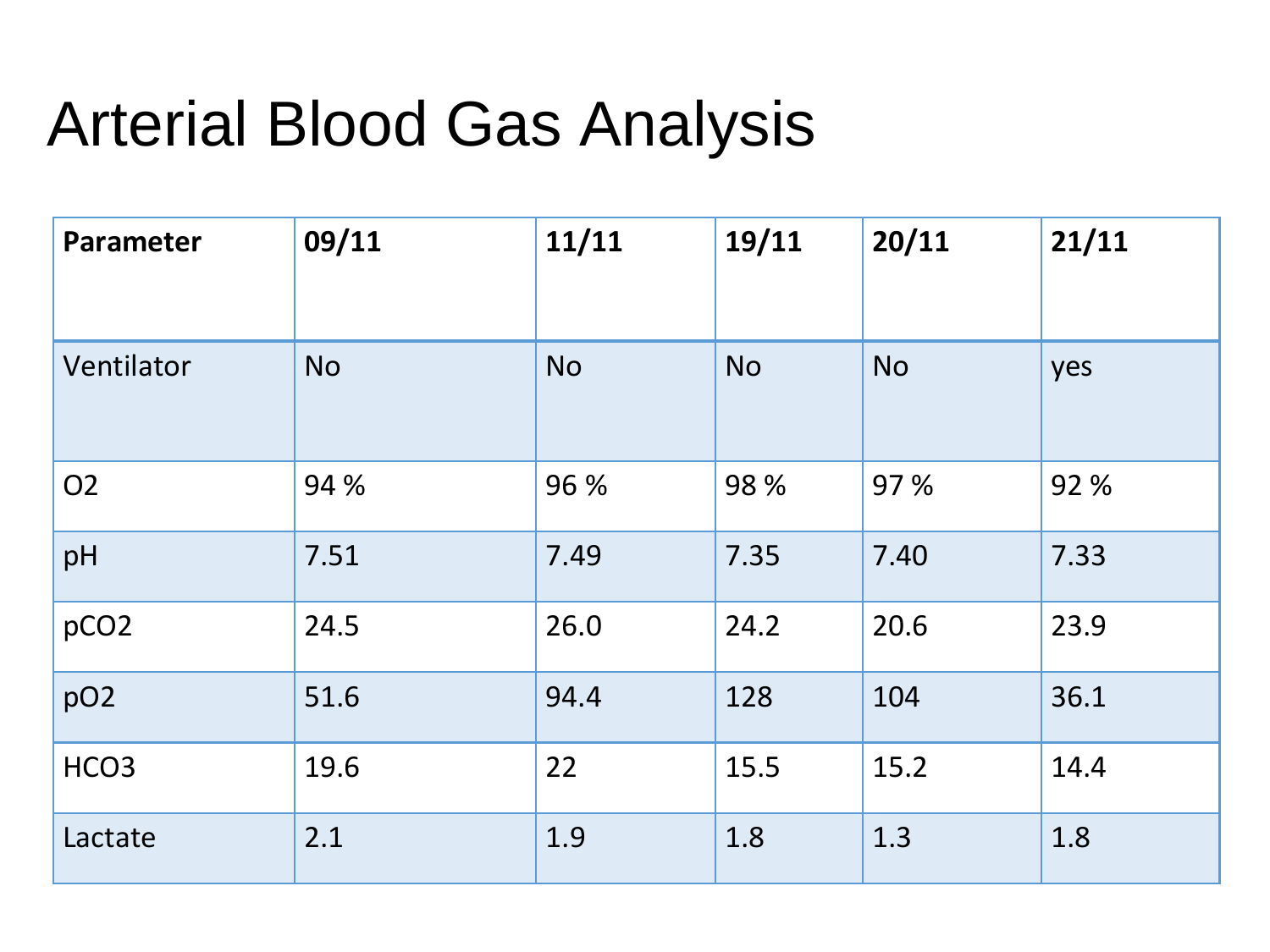# Arterial Blood Gas Analysis

| Parameter | 09/11 | 11/11 | 19/11 | 20/11 | 21/11 |
|---|---|---|---|---|---|
| Ventilator | No | No | No | No | yes |
| O2 | 94 % | 96 % | 98 % | 97 % | 92 % |
| pH | 7.51 | 7.49 | 7.35 | 7.40 | 7.33 |
| pCO2 | 24.5 | 26.0 | 24.2 | 20.6 | 23.9 |
| pO2 | 51.6 | 94.4 | 128 | 104 | 36.1 |
| HCO3 | 19.6 | 22 | 15.5 | 15.2 | 14.4 |
| Lactate | 2.1 | 1.9 | 1.8 | 1.3 | 1.8 |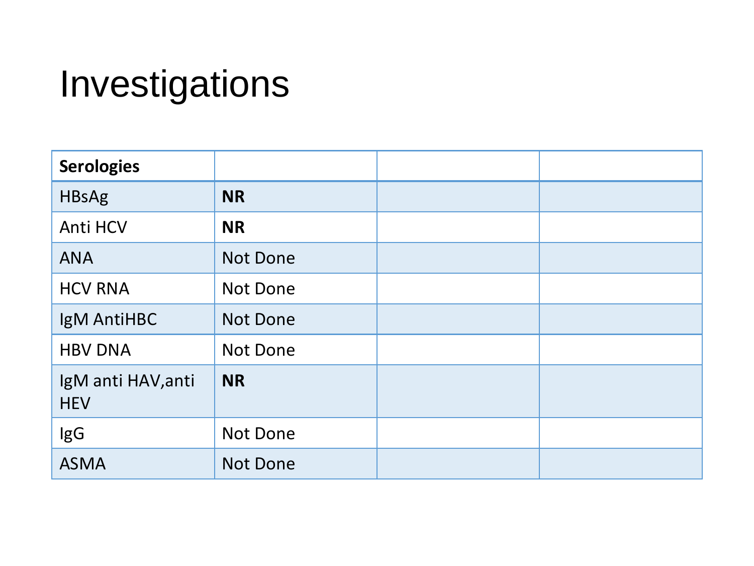# Investigations

| **Serologies** | | | |
|---|---|---|---|
| HBsAg | **NR** | | |
| Anti HCV | **NR** | | |
| ANA | Not Done | | |
| HCV RNA | Not Done | | |
| IgM AntiHBC | Not Done | | |
| HBV DNA | Not Done | | |
| IgM anti HAV,anti HEV | **NR** | | |
| IgG | Not Done | | |
| ASMA | Not Done | | |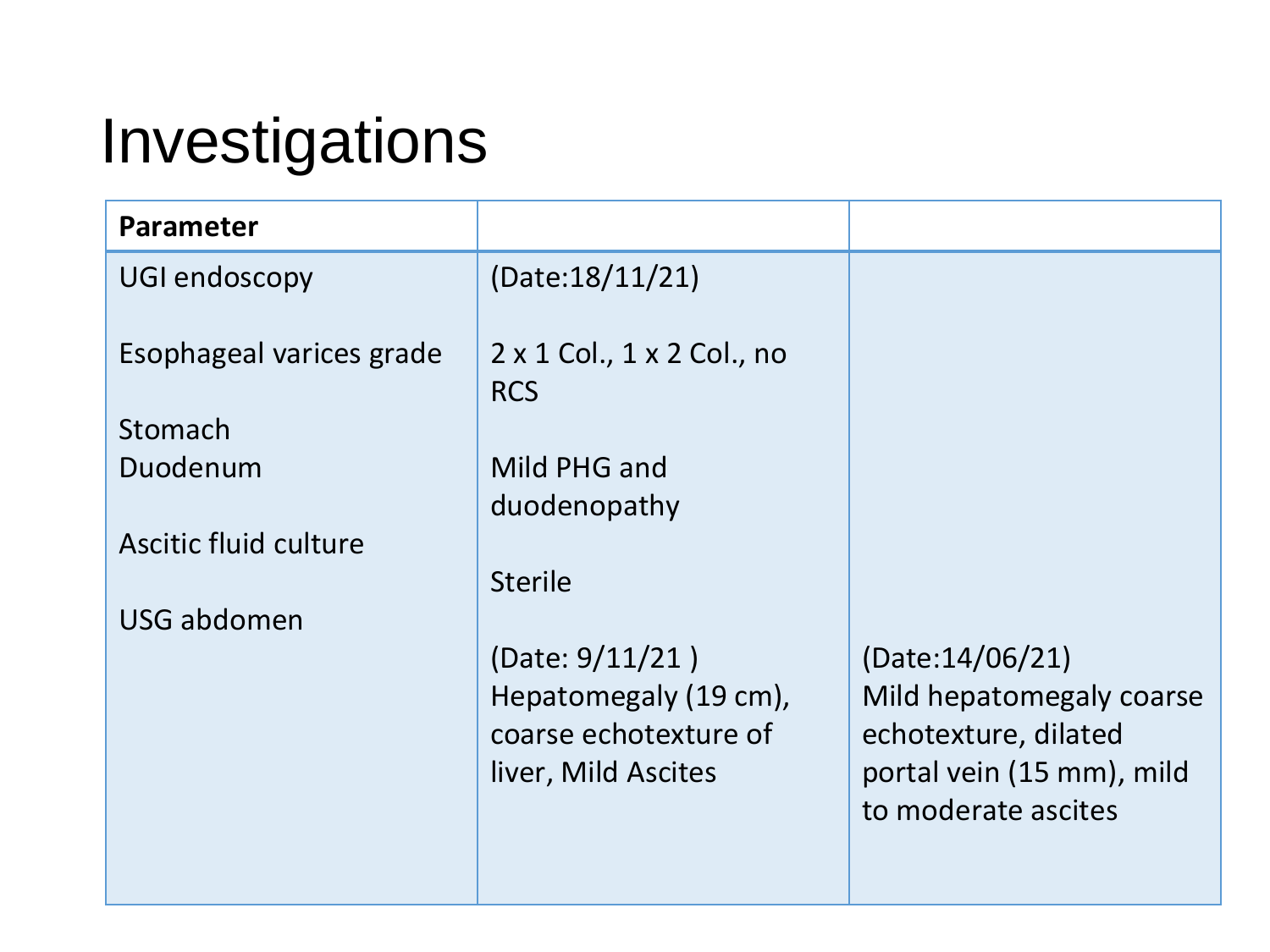# Investigations

| Parameter | | |
|---|---|---|
| UGI endoscopy | (Date:18/11/21) | |
| Esophageal varices grade | 2 x 1 Col., 1 x 2 Col., no RCS | |
| Stomach<br>Duodenum | Mild PHG and duodenopathy | |
| Ascitic fluid culture | Sterile | |
| USG abdomen | (Date: 9/11/21 )<br>Hepatomegaly (19 cm), coarse echotexture of liver, Mild Ascites | (Date:14/06/21)<br>Mild hepatomegaly coarse echotexture, dilated portal vein (15 mm), mild to moderate ascites |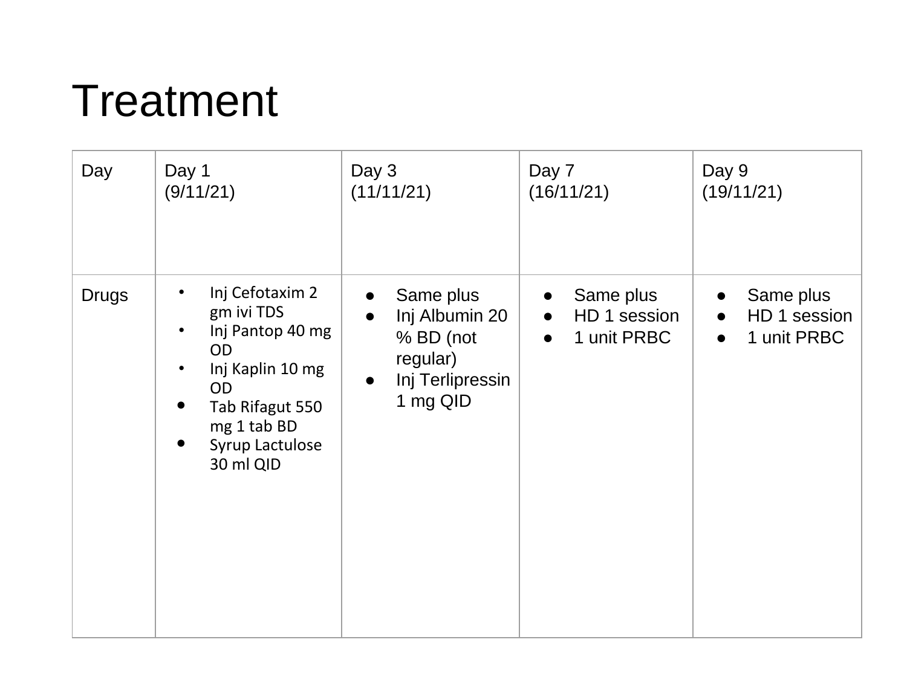# Treatment

| Day | Day 1 (9/11/21) | Day 3 (11/11/21) | Day 7 (16/11/21) | Day 9 (19/11/21) |
|---|---|---|---|---|
| Drugs | • Inj Cefotaxim 2 gm ivi TDS<br>• Inj Pantop 40 mg OD<br>• Inj Kaplin 10 mg OD<br>• Tab Rifagut 550 mg 1 tab BD<br>• Syrup Lactulose 30 ml QID | • Same plus<br>• Inj Albumin 20 % BD (not regular)<br>• Inj Terlipressin 1 mg QID | • Same plus<br>• HD 1 session<br>• 1 unit PRBC | • Same plus<br>• HD 1 session<br>• 1 unit PRBC |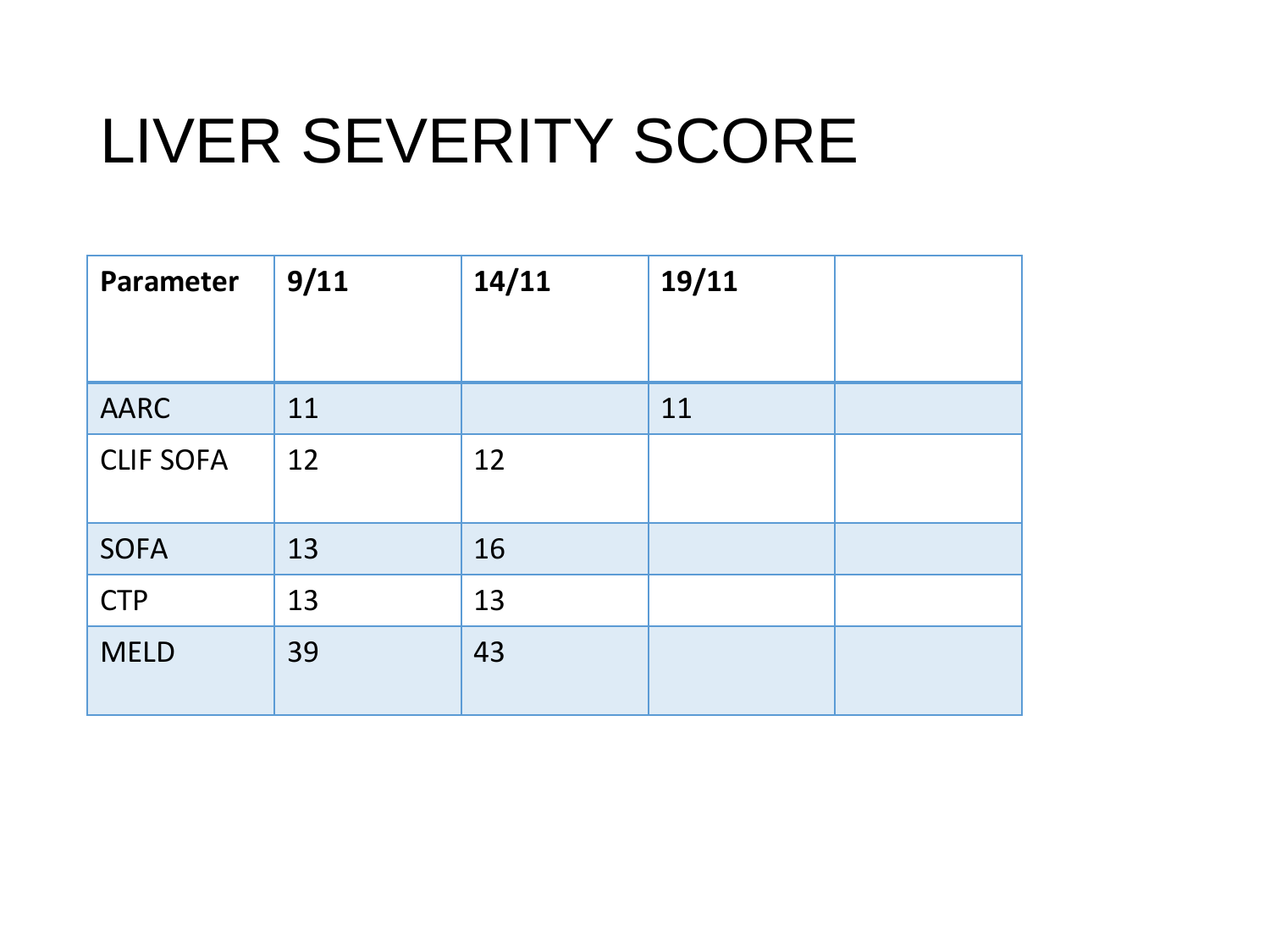# LIVER SEVERITY SCORE

| Parameter | 9/11 | 14/11 | 19/11 | |
|---|---|---|---|---|
| AARC | 11 | | 11 | |
| CLIF SOFA | 12 | 12 | | |
| SOFA | 13 | 16 | | |
| CTP | 13 | 13 | | |
| MELD | 39 | 43 | | |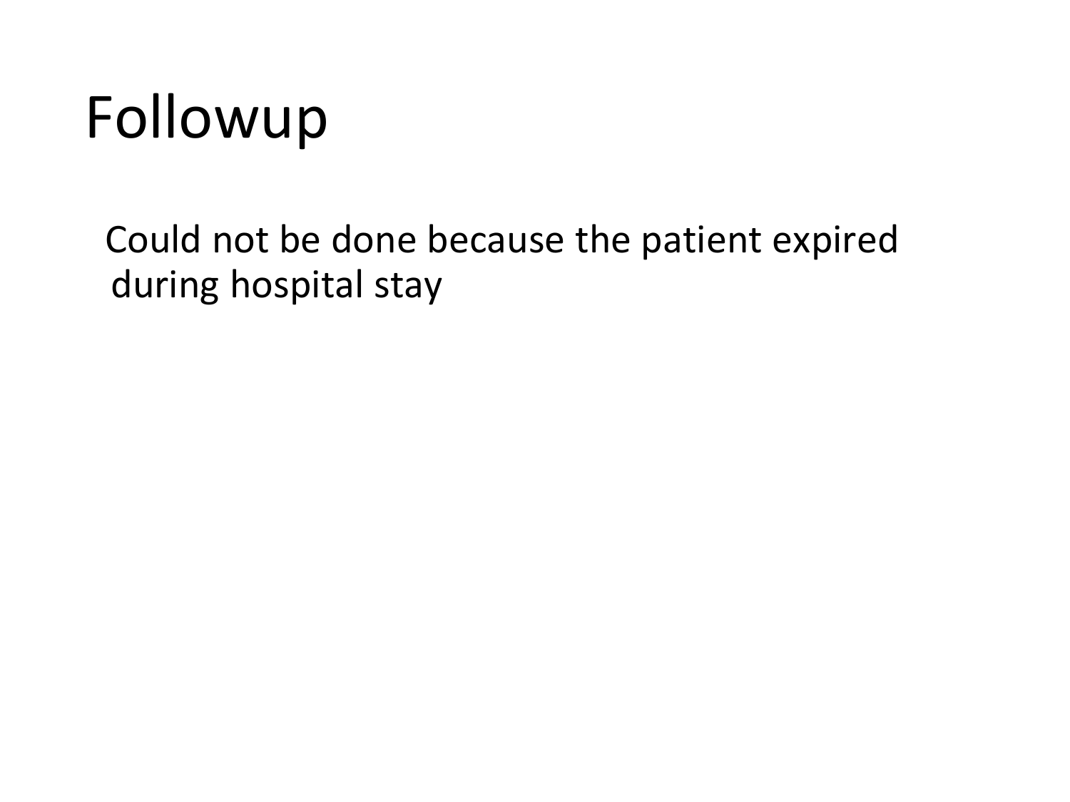# Followup

Could not be done because the patient expired during hospital stay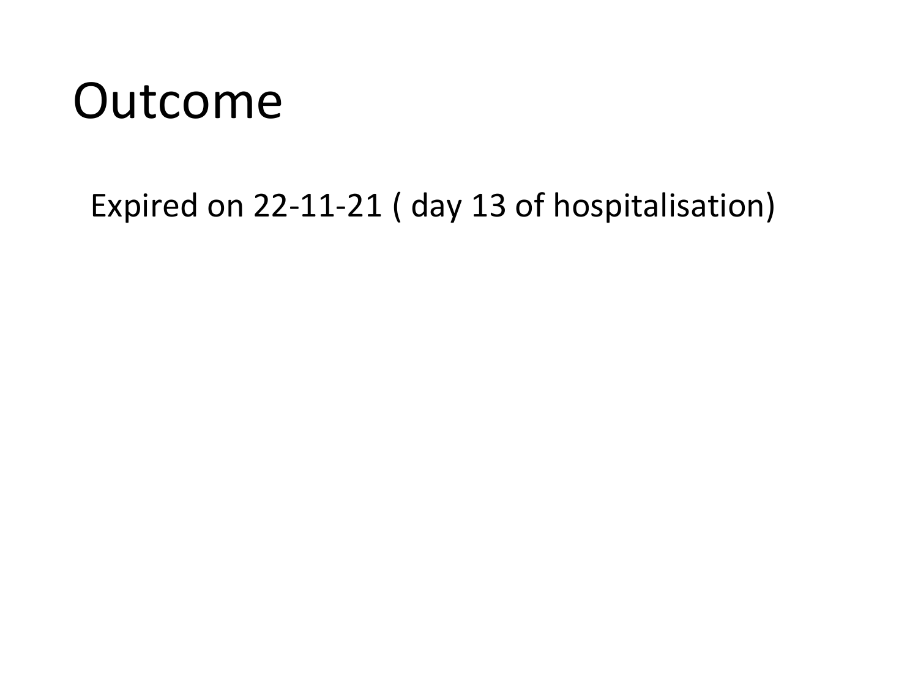# Outcome

Expired on 22-11-21 ( day 13 of hospitalisation)